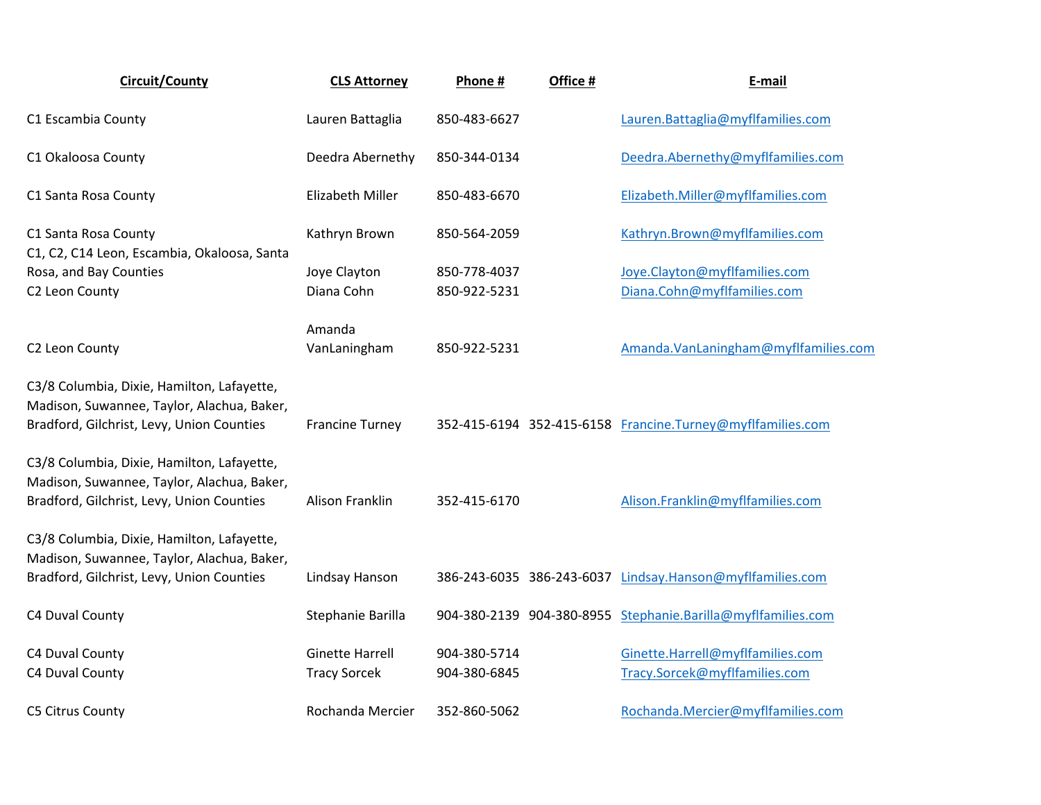| Circuit/County | CLS Attorney | Phone # | Office # | E-mail |
|---|---|---|---|---|
| C1 Escambia County | Lauren Battaglia | 850-483-6627 | | Lauren.Battaglia@myflfamilies.com |
| C1 Okaloosa County | Deedra Abernethy | 850-344-0134 | | Deedra.Abernethy@myflfamilies.com |
| C1 Santa Rosa County | Elizabeth Miller | 850-483-6670 | | Elizabeth.Miller@myflfamilies.com |
| C1 Santa Rosa County | Kathryn Brown | 850-564-2059 | | Kathryn.Brown@myflfamilies.com |
| C1, C2, C14 Leon, Escambia, Okaloosa, Santa Rosa, and Bay Counties | Joye Clayton | 850-778-4037 | | Joye.Clayton@myflfamilies.com |
| C2 Leon County | Diana Cohn | 850-922-5231 | | Diana.Cohn@myflfamilies.com |
| C2 Leon County | Amanda VanLaningham | 850-922-5231 | | Amanda.VanLaningham@myflfamilies.com |
| C3/8 Columbia, Dixie, Hamilton, Lafayette, Madison, Suwannee, Taylor, Alachua, Baker, Bradford, Gilchrist, Levy, Union Counties | Francine Turney | 352-415-6194 | 352-415-6158 | Francine.Turney@myflfamilies.com |
| C3/8 Columbia, Dixie, Hamilton, Lafayette, Madison, Suwannee, Taylor, Alachua, Baker, Bradford, Gilchrist, Levy, Union Counties | Alison Franklin | 352-415-6170 | | Alison.Franklin@myflfamilies.com |
| C3/8 Columbia, Dixie, Hamilton, Lafayette, Madison, Suwannee, Taylor, Alachua, Baker, Bradford, Gilchrist, Levy, Union Counties | Lindsay Hanson | 386-243-6035 | 386-243-6037 | Lindsay.Hanson@myflfamilies.com |
| C4 Duval County | Stephanie Barilla | 904-380-2139 | 904-380-8955 | Stephanie.Barilla@myflfamilies.com |
| C4 Duval County | Ginette Harrell | 904-380-5714 | | Ginette.Harrell@myflfamilies.com |
| C4 Duval County | Tracy Sorcek | 904-380-6845 | | Tracy.Sorcek@myflfamilies.com |
| C5 Citrus County | Rochanda Mercier | 352-860-5062 | | Rochanda.Mercier@myflfamilies.com |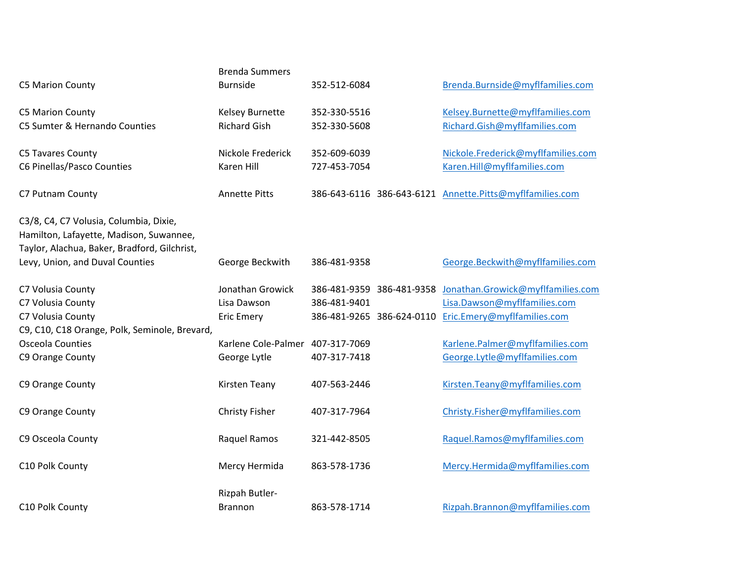| | | | | |
|---|---|---|---|---|
| C5 Marion County | Brenda Summers Burnside | 352-512-6084 | | Brenda.Burnside@myflfamilies.com |
| C5 Marion County | Kelsey Burnette | 352-330-5516 | | Kelsey.Burnette@myflfamilies.com |
| C5 Sumter & Hernando Counties | Richard Gish | 352-330-5608 | | Richard.Gish@myflfamilies.com |
| C5 Tavares County | Nickole Frederick | 352-609-6039 | | Nickole.Frederick@myflfamilies.com |
| C6 Pinellas/Pasco Counties | Karen Hill | 727-453-7054 | | Karen.Hill@myflfamilies.com |
| C7 Putnam County | Annette Pitts | 386-643-6116 | 386-643-6121 | Annette.Pitts@myflfamilies.com |
| C3/8, C4, C7 Volusia, Columbia, Dixie, Hamilton, Lafayette, Madison, Suwannee, Taylor, Alachua, Baker, Bradford, Gilchrist, Levy, Union, and Duval Counties | George Beckwith | 386-481-9358 | | George.Beckwith@myflfamilies.com |
| C7 Volusia County | Jonathan Growick | 386-481-9359 | 386-481-9358 | Jonathan.Growick@myflfamilies.com |
| C7 Volusia County | Lisa Dawson | 386-481-9401 | | Lisa.Dawson@myflfamilies.com |
| C7 Volusia County | Eric Emery | 386-481-9265 | 386-624-0110 | Eric.Emery@myflfamilies.com |
| C9, C10, C18 Orange, Polk, Seminole, Brevard, Osceola Counties | Karlene Cole-Palmer | 407-317-7069 | | Karlene.Palmer@myflfamilies.com |
| C9 Orange County | George Lytle | 407-317-7418 | | George.Lytle@myflfamilies.com |
| C9 Orange County | Kirsten Teany | 407-563-2446 | | Kirsten.Teany@myflfamilies.com |
| C9 Orange County | Christy Fisher | 407-317-7964 | | Christy.Fisher@myflfamilies.com |
| C9 Osceola County | Raquel Ramos | 321-442-8505 | | Raquel.Ramos@myflfamilies.com |
| C10 Polk County | Mercy Hermida | 863-578-1736 | | Mercy.Hermida@myflfamilies.com |
| C10 Polk County | Rizpah Butler-Brannon | 863-578-1714 | | Rizpah.Brannon@myflfamilies.com |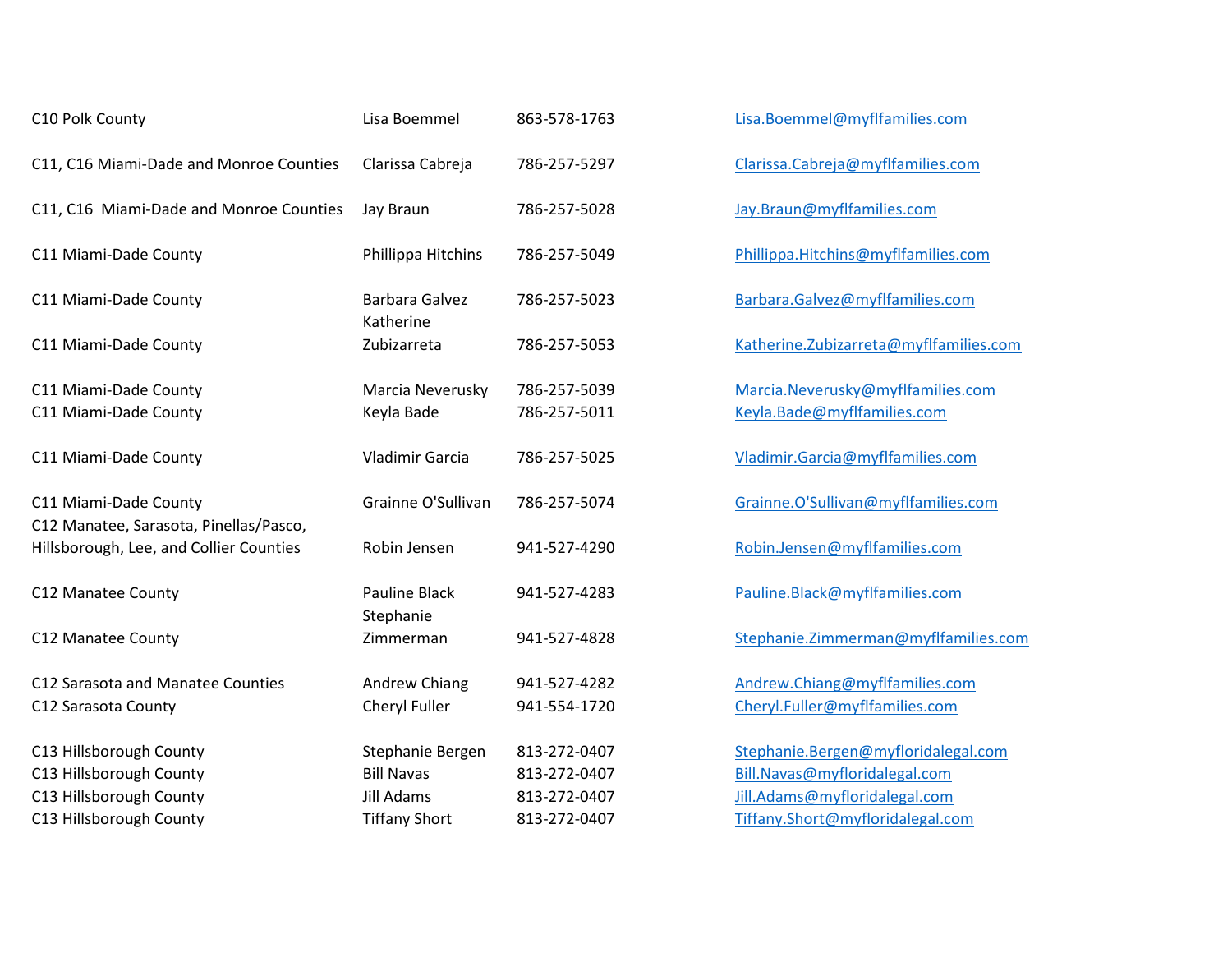| | | | |
|---|---|---|---|
| C10 Polk County | Lisa Boemmel | 863-578-1763 | Lisa.Boemmel@myflfamilies.com |
| C11, C16 Miami-Dade and Monroe Counties | Clarissa Cabreja | 786-257-5297 | Clarissa.Cabreja@myflfamilies.com |
| C11, C16 Miami-Dade and Monroe Counties | Jay Braun | 786-257-5028 | Jay.Braun@myflfamilies.com |
| C11 Miami-Dade County | Phillippa Hitchins | 786-257-5049 | Phillippa.Hitchins@myflfamilies.com |
| C11 Miami-Dade County | Barbara Galvez | 786-257-5023 | Barbara.Galvez@myflfamilies.com |
| C11 Miami-Dade County | Katherine Zubizarreta | 786-257-5053 | Katherine.Zubizarreta@myflfamilies.com |
| C11 Miami-Dade County | Marcia Neverusky | 786-257-5039 | Marcia.Neverusky@myflfamilies.com |
| C11 Miami-Dade County | Keyla Bade | 786-257-5011 | Keyla.Bade@myflfamilies.com |
| C11 Miami-Dade County | Vladimir Garcia | 786-257-5025 | Vladimir.Garcia@myflfamilies.com |
| C11 Miami-Dade County | Grainne O'Sullivan | 786-257-5074 | Grainne.O'Sullivan@myflfamilies.com |
| C12 Manatee, Sarasota, Pinellas/Pasco, Hillsborough, Lee, and Collier Counties | Robin Jensen | 941-527-4290 | Robin.Jensen@myflfamilies.com |
| C12 Manatee County | Pauline Black | 941-527-4283 | Pauline.Black@myflfamilies.com |
| C12 Manatee County | Stephanie Zimmerman | 941-527-4828 | Stephanie.Zimmerman@myflfamilies.com |
| C12 Sarasota and Manatee Counties | Andrew Chiang | 941-527-4282 | Andrew.Chiang@myflfamilies.com |
| C12 Sarasota County | Cheryl Fuller | 941-554-1720 | Cheryl.Fuller@myflfamilies.com |
| C13 Hillsborough County | Stephanie Bergen | 813-272-0407 | Stephanie.Bergen@myfloridalegal.com |
| C13 Hillsborough County | Bill Navas | 813-272-0407 | Bill.Navas@myfloridalegal.com |
| C13 Hillsborough County | Jill Adams | 813-272-0407 | Jill.Adams@myfloridalegal.com |
| C13 Hillsborough County | Tiffany Short | 813-272-0407 | Tiffany.Short@myfloridalegal.com |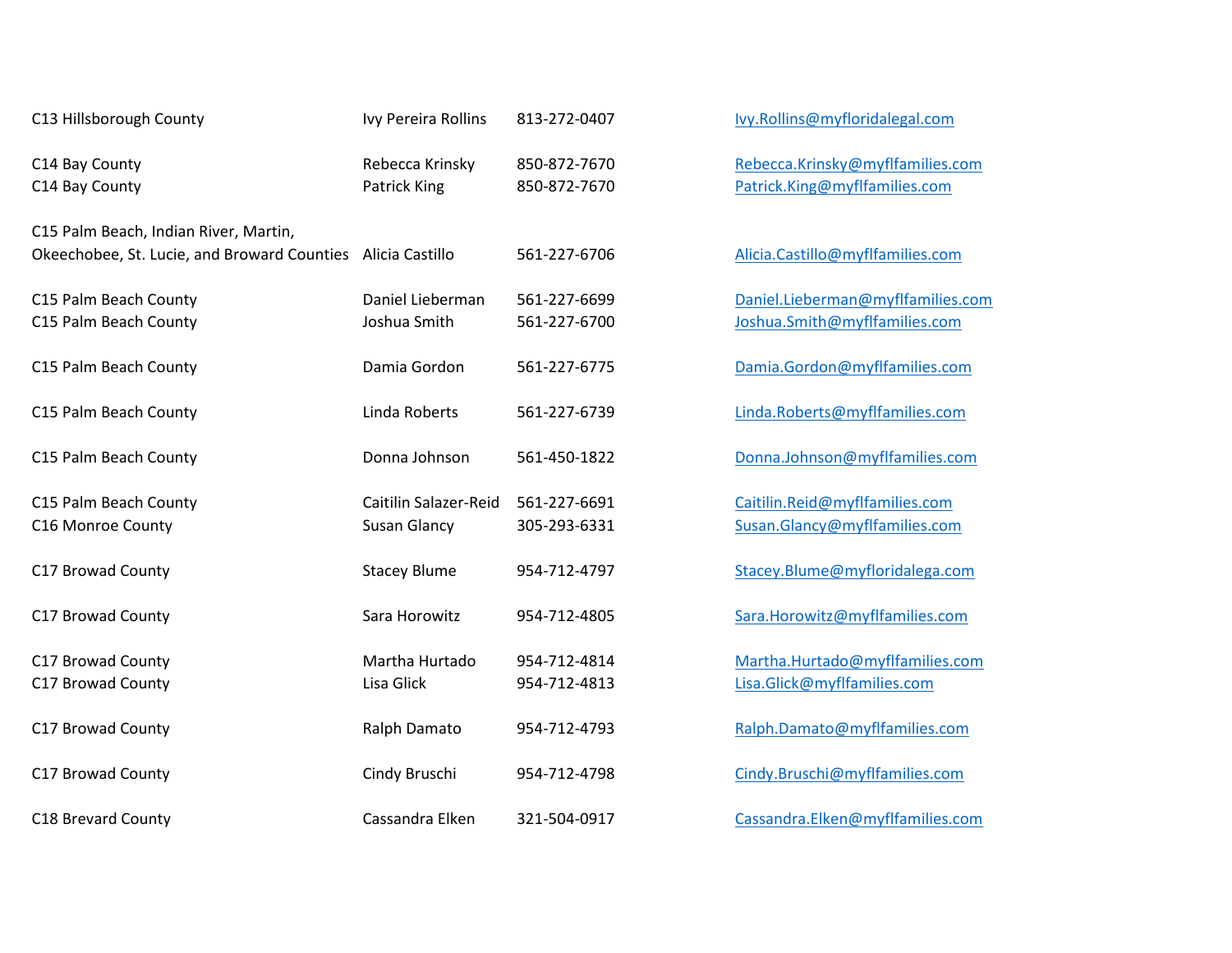| | | | |
|---|---|---|---|
| C13 Hillsborough County | Ivy Pereira Rollins | 813-272-0407 | Ivy.Rollins@myfloridalegal.com |
| C14 Bay County | Rebecca Krinsky | 850-872-7670 | Rebecca.Krinsky@myflfamilies.com |
| C14 Bay County | Patrick King | 850-872-7670 | Patrick.King@myflfamilies.com |
| C15 Palm Beach, Indian River, Martin, Okeechobee, St. Lucie, and Broward Counties | Alicia Castillo | 561-227-6706 | Alicia.Castillo@myflfamilies.com |
| C15 Palm Beach County | Daniel Lieberman | 561-227-6699 | Daniel.Lieberman@myflfamilies.com |
| C15 Palm Beach County | Joshua Smith | 561-227-6700 | Joshua.Smith@myflfamilies.com |
| C15 Palm Beach County | Damia Gordon | 561-227-6775 | Damia.Gordon@myflfamilies.com |
| C15 Palm Beach County | Linda Roberts | 561-227-6739 | Linda.Roberts@myflfamilies.com |
| C15 Palm Beach County | Donna Johnson | 561-450-1822 | Donna.Johnson@myflfamilies.com |
| C15 Palm Beach County | Caitilin Salazer-Reid | 561-227-6691 | Caitilin.Reid@myflfamilies.com |
| C16 Monroe County | Susan Glancy | 305-293-6331 | Susan.Glancy@myflfamilies.com |
| C17 Browad County | Stacey Blume | 954-712-4797 | Stacey.Blume@myfloridalega.com |
| C17 Browad County | Sara Horowitz | 954-712-4805 | Sara.Horowitz@myflfamilies.com |
| C17 Browad County | Martha Hurtado | 954-712-4814 | Martha.Hurtado@myflfamilies.com |
| C17 Browad County | Lisa Glick | 954-712-4813 | Lisa.Glick@myflfamilies.com |
| C17 Browad County | Ralph Damato | 954-712-4793 | Ralph.Damato@myflfamilies.com |
| C17 Browad County | Cindy Bruschi | 954-712-4798 | Cindy.Bruschi@myflfamilies.com |
| C18 Brevard County | Cassandra Elken | 321-504-0917 | Cassandra.Elken@myflfamilies.com |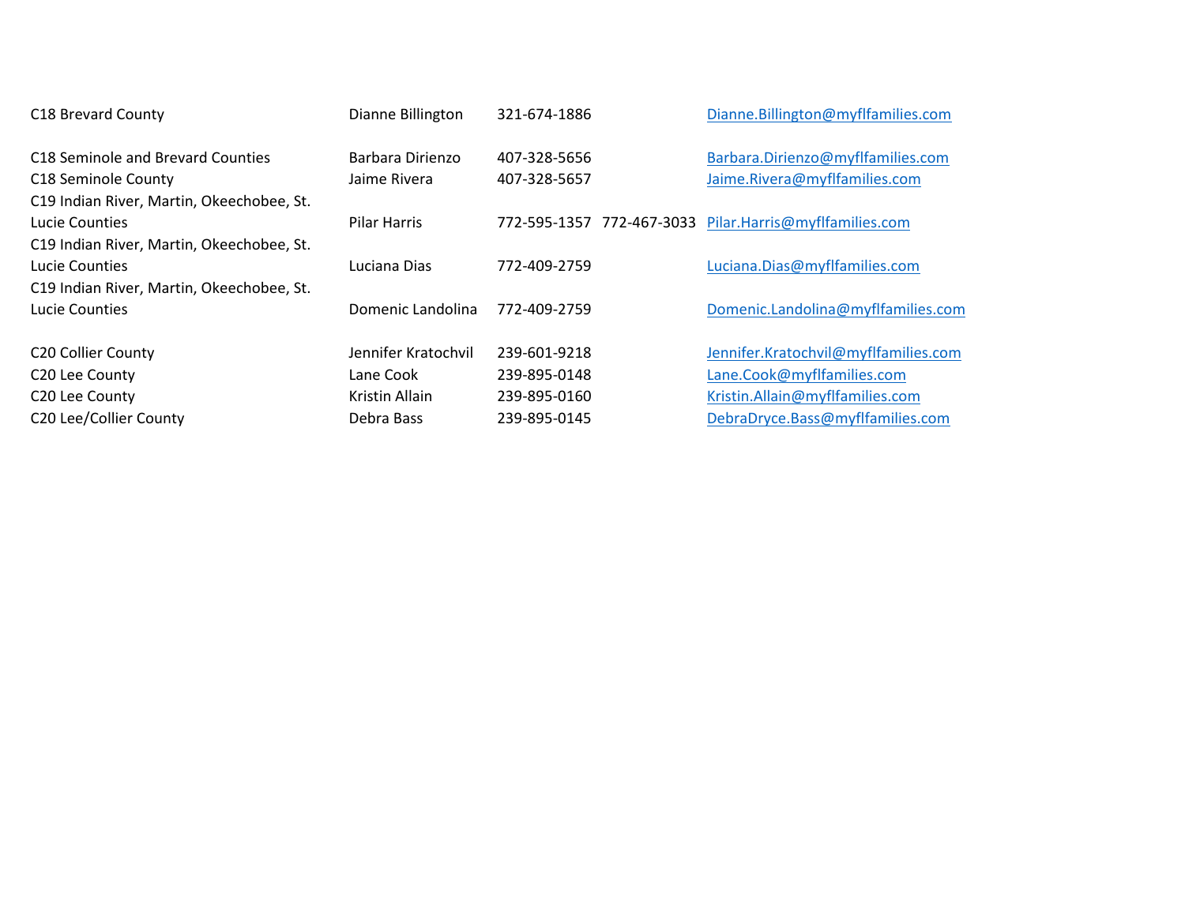| | | | | |
|---|---|---|---|---|
| C18 Brevard County | Dianne Billington | 321-674-1886 | | Dianne.Billington@myflfamilies.com |
| C18 Seminole and Brevard Counties | Barbara Dirienzo | 407-328-5656 | | Barbara.Dirienzo@myflfamilies.com |
| C18 Seminole County | Jaime Rivera | 407-328-5657 | | Jaime.Rivera@myflfamilies.com |
| C19 Indian River, Martin, Okeechobee, St. Lucie Counties | Pilar Harris | 772-595-1357 | 772-467-3033 | Pilar.Harris@myflfamilies.com |
| C19 Indian River, Martin, Okeechobee, St. Lucie Counties | Luciana Dias | 772-409-2759 | | Luciana.Dias@myflfamilies.com |
| C19 Indian River, Martin, Okeechobee, St. Lucie Counties | Domenic Landolina | 772-409-2759 | | Domenic.Landolina@myflfamilies.com |
| C20 Collier County | Jennifer Kratochvil | 239-601-9218 | | Jennifer.Kratochvil@myflfamilies.com |
| C20 Lee County | Lane Cook | 239-895-0148 | | Lane.Cook@myflfamilies.com |
| C20 Lee County | Kristin Allain | 239-895-0160 | | Kristin.Allain@myflfamilies.com |
| C20 Lee/Collier County | Debra Bass | 239-895-0145 | | DebraDryce.Bass@myflfamilies.com |